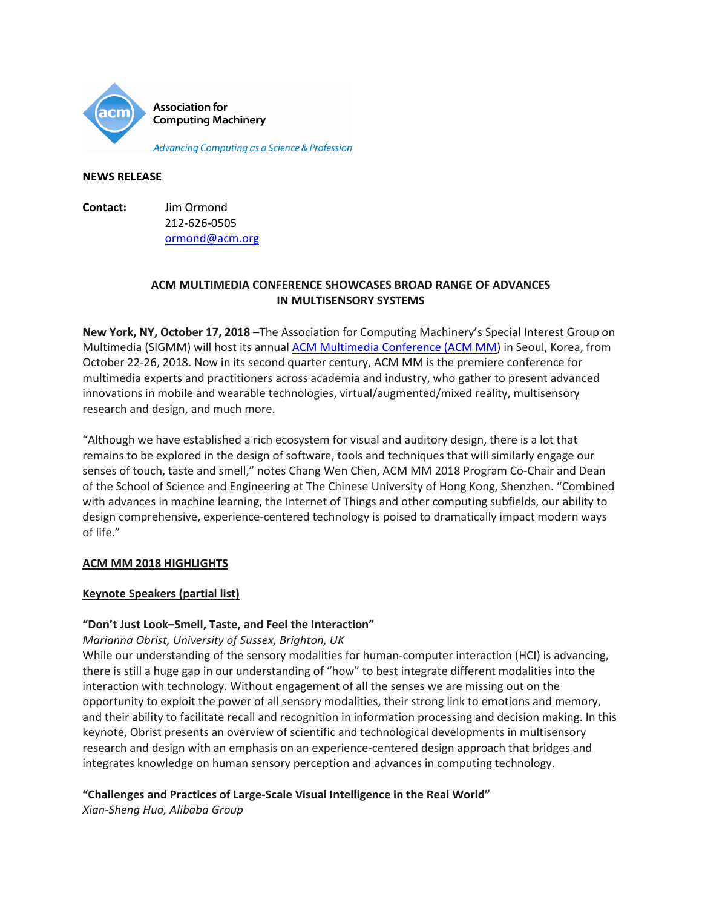Association for Computing Machinery

*Advancing Computing as a Science & Profession*

**NEWS RELEASE**

**Contact:** Jim Ormond
212-626-0505
ormond@acm.org

**ACM MULTIMEDIA CONFERENCE SHOWCASES BROAD RANGE OF ADVANCES IN MULTISENSORY SYSTEMS**

**New York, NY, October 17, 2018 –**The Association for Computing Machinery's Special Interest Group on Multimedia (SIGMM) will host its annual ACM Multimedia Conference (ACM MM) in Seoul, Korea, from October 22-26, 2018. Now in its second quarter century, ACM MM is the premiere conference for multimedia experts and practitioners across academia and industry, who gather to present advanced innovations in mobile and wearable technologies, virtual/augmented/mixed reality, multisensory research and design, and much more.

"Although we have established a rich ecosystem for visual and auditory design, there is a lot that remains to be explored in the design of software, tools and techniques that will similarly engage our senses of touch, taste and smell," notes Chang Wen Chen, ACM MM 2018 Program Co-Chair and Dean of the School of Science and Engineering at The Chinese University of Hong Kong, Shenzhen. "Combined with advances in machine learning, the Internet of Things and other computing subfields, our ability to design comprehensive, experience-centered technology is poised to dramatically impact modern ways of life."

**ACM MM 2018 HIGHLIGHTS**

**Keynote Speakers (partial list)**

**"Don't Just Look–Smell, Taste, and Feel the Interaction"**
*Marianna Obrist, University of Sussex, Brighton, UK*
While our understanding of the sensory modalities for human-computer interaction (HCI) is advancing, there is still a huge gap in our understanding of "how" to best integrate different modalities into the interaction with technology. Without engagement of all the senses we are missing out on the opportunity to exploit the power of all sensory modalities, their strong link to emotions and memory, and their ability to facilitate recall and recognition in information processing and decision making. In this keynote, Obrist presents an overview of scientific and technological developments in multisensory research and design with an emphasis on an experience-centered design approach that bridges and integrates knowledge on human sensory perception and advances in computing technology.

**"Challenges and Practices of Large-Scale Visual Intelligence in the Real World"**
*Xian-Sheng Hua, Alibaba Group*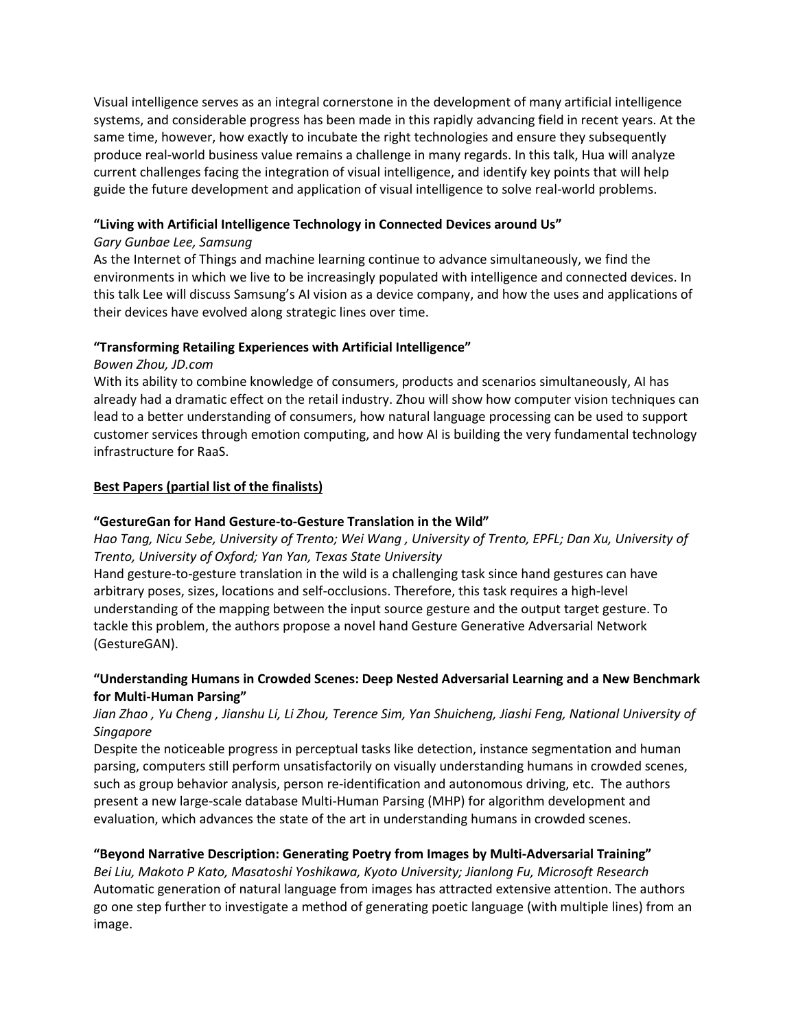Visual intelligence serves as an integral cornerstone in the development of many artificial intelligence systems, and considerable progress has been made in this rapidly advancing field in recent years. At the same time, however, how exactly to incubate the right technologies and ensure they subsequently produce real-world business value remains a challenge in many regards. In this talk, Hua will analyze current challenges facing the integration of visual intelligence, and identify key points that will help guide the future development and application of visual intelligence to solve real-world problems.

**"Living with Artificial Intelligence Technology in Connected Devices around Us"**

*Gary Gunbae Lee, Samsung*

As the Internet of Things and machine learning continue to advance simultaneously, we find the environments in which we live to be increasingly populated with intelligence and connected devices. In this talk Lee will discuss Samsung's AI vision as a device company, and how the uses and applications of their devices have evolved along strategic lines over time.

**"Transforming Retailing Experiences with Artificial Intelligence"**

*Bowen Zhou, JD.com*

With its ability to combine knowledge of consumers, products and scenarios simultaneously, AI has already had a dramatic effect on the retail industry. Zhou will show how computer vision techniques can lead to a better understanding of consumers, how natural language processing can be used to support customer services through emotion computing, and how AI is building the very fundamental technology infrastructure for RaaS.

**Best Papers (partial list of the finalists)**

**"GestureGan for Hand Gesture-to-Gesture Translation in the Wild"**

*Hao Tang, Nicu Sebe, University of Trento; Wei Wang , University of Trento, EPFL; Dan Xu, University of Trento, University of Oxford; Yan Yan, Texas State University*

Hand gesture-to-gesture translation in the wild is a challenging task since hand gestures can have arbitrary poses, sizes, locations and self-occlusions. Therefore, this task requires a high-level understanding of the mapping between the input source gesture and the output target gesture. To tackle this problem, the authors propose a novel hand Gesture Generative Adversarial Network (GestureGAN).

**"Understanding Humans in Crowded Scenes: Deep Nested Adversarial Learning and a New Benchmark for Multi-Human Parsing"**

*Jian Zhao , Yu Cheng , Jianshu Li, Li Zhou, Terence Sim, Yan Shuicheng, Jiashi Feng, National University of Singapore*

Despite the noticeable progress in perceptual tasks like detection, instance segmentation and human parsing, computers still perform unsatisfactorily on visually understanding humans in crowded scenes, such as group behavior analysis, person re-identification and autonomous driving, etc. The authors present a new large-scale database Multi-Human Parsing (MHP) for algorithm development and evaluation, which advances the state of the art in understanding humans in crowded scenes.

**"Beyond Narrative Description: Generating Poetry from Images by Multi-Adversarial Training"**

*Bei Liu, Makoto P Kato, Masatoshi Yoshikawa, Kyoto University; Jianlong Fu, Microsoft Research*

Automatic generation of natural language from images has attracted extensive attention. The authors go one step further to investigate a method of generating poetic language (with multiple lines) from an image.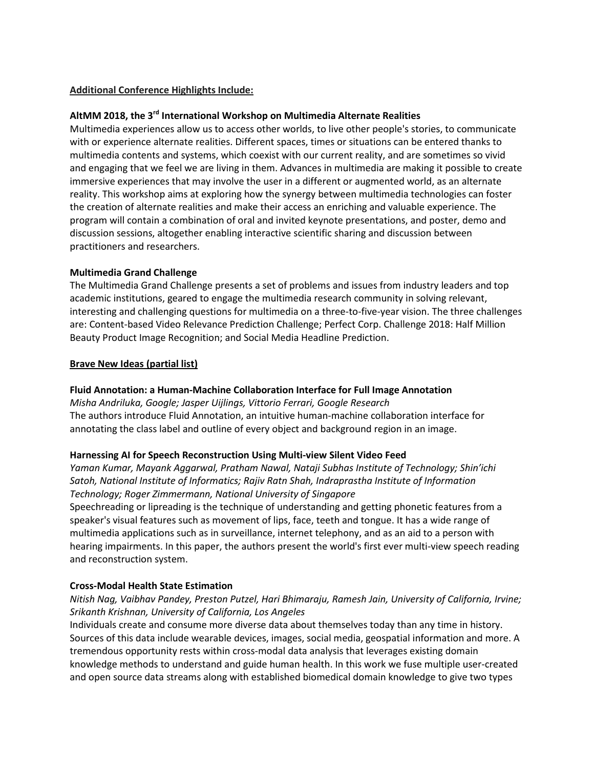**Additional Conference Highlights Include:**

### AltMM 2018, the 3rd International Workshop on Multimedia Alternate Realities

Multimedia experiences allow us to access other worlds, to live other people's stories, to communicate with or experience alternate realities. Different spaces, times or situations can be entered thanks to multimedia contents and systems, which coexist with our current reality, and are sometimes so vivid and engaging that we feel we are living in them. Advances in multimedia are making it possible to create immersive experiences that may involve the user in a different or augmented world, as an alternate reality. This workshop aims at exploring how the synergy between multimedia technologies can foster the creation of alternate realities and make their access an enriching and valuable experience. The program will contain a combination of oral and invited keynote presentations, and poster, demo and discussion sessions, altogether enabling interactive scientific sharing and discussion between practitioners and researchers.

### Multimedia Grand Challenge

The Multimedia Grand Challenge presents a set of problems and issues from industry leaders and top academic institutions, geared to engage the multimedia research community in solving relevant, interesting and challenging questions for multimedia on a three-to-five-year vision. The three challenges are: Content-based Video Relevance Prediction Challenge; Perfect Corp. Challenge 2018: Half Million Beauty Product Image Recognition; and Social Media Headline Prediction.

**Brave New Ideas (partial list)**

### Fluid Annotation: a Human-Machine Collaboration Interface for Full Image Annotation

*Misha Andriluka, Google; Jasper Uijlings, Vittorio Ferrari, Google Research*

The authors introduce Fluid Annotation, an intuitive human-machine collaboration interface for annotating the class label and outline of every object and background region in an image.

### Harnessing AI for Speech Reconstruction Using Multi-view Silent Video Feed

*Yaman Kumar, Mayank Aggarwal, Pratham Nawal, Nataji Subhas Institute of Technology; Shin'ichi Satoh, National Institute of Informatics; Rajiv Ratn Shah, Indraprastha Institute of Information Technology; Roger Zimmermann, National University of Singapore*

Speechreading or lipreading is the technique of understanding and getting phonetic features from a speaker's visual features such as movement of lips, face, teeth and tongue. It has a wide range of multimedia applications such as in surveillance, internet telephony, and as an aid to a person with hearing impairments. In this paper, the authors present the world's first ever multi-view speech reading and reconstruction system.

### Cross-Modal Health State Estimation

*Nitish Nag, Vaibhav Pandey, Preston Putzel, Hari Bhimaraju, Ramesh Jain, University of California, Irvine; Srikanth Krishnan, University of California, Los Angeles*

Individuals create and consume more diverse data about themselves today than any time in history. Sources of this data include wearable devices, images, social media, geospatial information and more. A tremendous opportunity rests within cross-modal data analysis that leverages existing domain knowledge methods to understand and guide human health. In this work we fuse multiple user-created and open source data streams along with established biomedical domain knowledge to give two types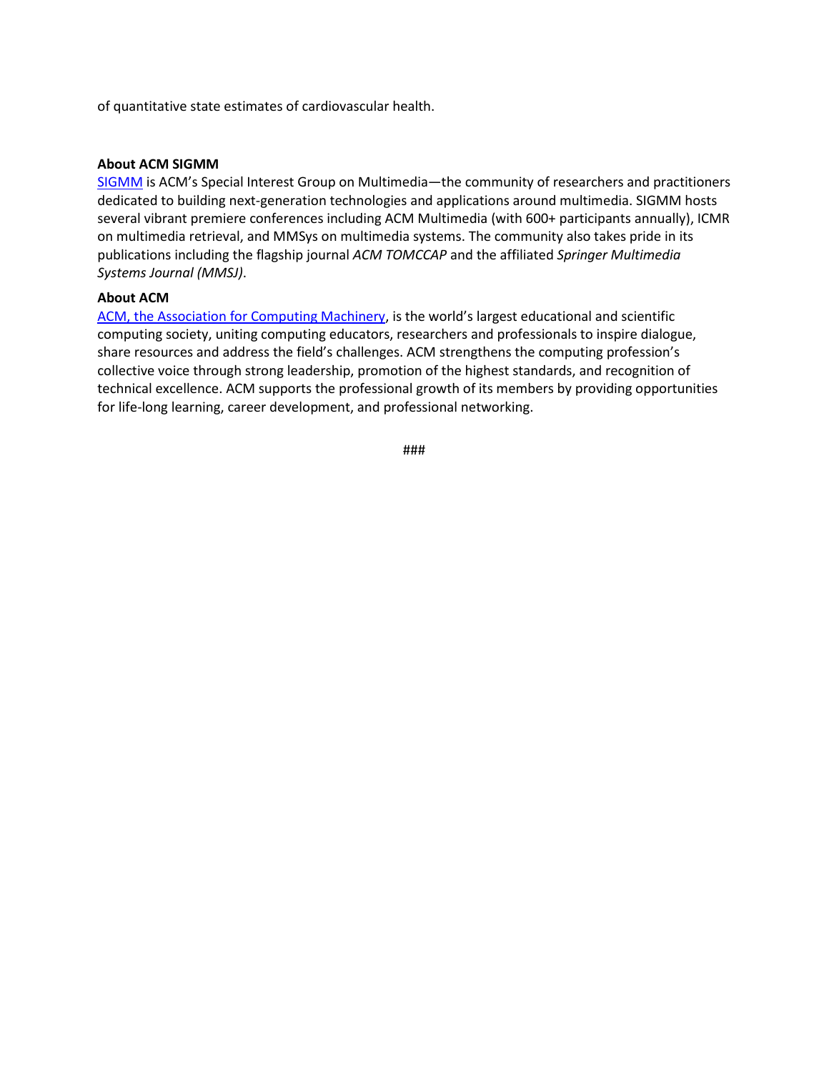of quantitative state estimates of cardiovascular health.

**About ACM SIGMM**
SIGMM is ACM's Special Interest Group on Multimedia—the community of researchers and practitioners dedicated to building next-generation technologies and applications around multimedia. SIGMM hosts several vibrant premiere conferences including ACM Multimedia (with 600+ participants annually), ICMR on multimedia retrieval, and MMSys on multimedia systems. The community also takes pride in its publications including the flagship journal *ACM TOMCCAP* and the affiliated *Springer Multimedia Systems Journal (MMSJ)*.

**About ACM**
ACM, the Association for Computing Machinery, is the world's largest educational and scientific computing society, uniting computing educators, researchers and professionals to inspire dialogue, share resources and address the field's challenges. ACM strengthens the computing profession's collective voice through strong leadership, promotion of the highest standards, and recognition of technical excellence. ACM supports the professional growth of its members by providing opportunities for life-long learning, career development, and professional networking.

###